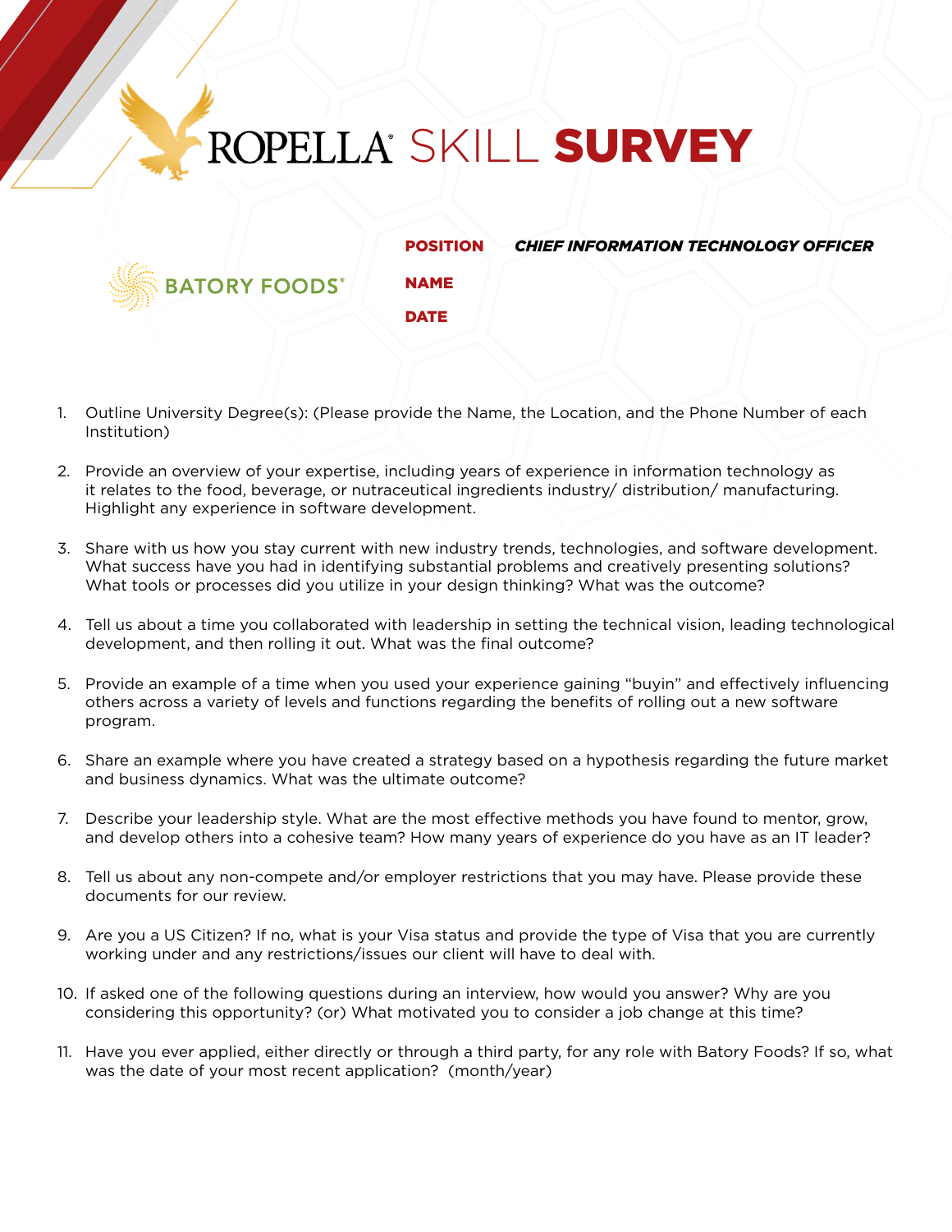# ROPELLA® SKILL **SURVEY**

BATORY FOODS®

**POSITION** ***CHIEF INFORMATION TECHNOLOGY OFFICER***

**NAME**

**DATE**

1. Outline University Degree(s): (Please provide the Name, the Location, and the Phone Number of each Institution)

2. Provide an overview of your expertise, including years of experience in information technology as it relates to the food, beverage, or nutraceutical ingredients industry/ distribution/ manufacturing. Highlight any experience in software development.

3. Share with us how you stay current with new industry trends, technologies, and software development. What success have you had in identifying substantial problems and creatively presenting solutions? What tools or processes did you utilize in your design thinking? What was the outcome?

4. Tell us about a time you collaborated with leadership in setting the technical vision, leading technological development, and then rolling it out. What was the final outcome?

5. Provide an example of a time when you used your experience gaining "buyin" and effectively influencing others across a variety of levels and functions regarding the benefits of rolling out a new software program.

6. Share an example where you have created a strategy based on a hypothesis regarding the future market and business dynamics. What was the ultimate outcome?

7. Describe your leadership style. What are the most effective methods you have found to mentor, grow, and develop others into a cohesive team? How many years of experience do you have as an IT leader?

8. Tell us about any non-compete and/or employer restrictions that you may have. Please provide these documents for our review.

9. Are you a US Citizen? If no, what is your Visa status and provide the type of Visa that you are currently working under and any restrictions/issues our client will have to deal with.

10. If asked one of the following questions during an interview, how would you answer? Why are you considering this opportunity? (or) What motivated you to consider a job change at this time?

11. Have you ever applied, either directly or through a third party, for any role with Batory Foods? If so, what was the date of your most recent application? (month/year)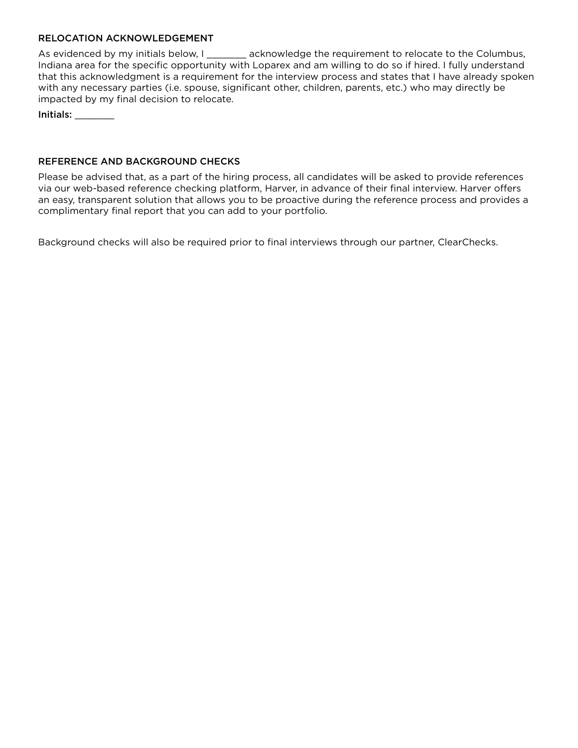## RELOCATION ACKNOWLEDGEMENT

As evidenced by my initials below, I ________ acknowledge the requirement to relocate to the Columbus, Indiana area for the specific opportunity with Loparex and am willing to do so if hired. I fully understand that this acknowledgment is a requirement for the interview process and states that I have already spoken with any necessary parties (i.e. spouse, significant other, children, parents, etc.) who may directly be impacted by my final decision to relocate.

Initials: ________

## REFERENCE AND BACKGROUND CHECKS

Please be advised that, as a part of the hiring process, all candidates will be asked to provide references via our web-based reference checking platform, Harver, in advance of their final interview. Harver offers an easy, transparent solution that allows you to be proactive during the reference process and provides a complimentary final report that you can add to your portfolio.

Background checks will also be required prior to final interviews through our partner, ClearChecks.